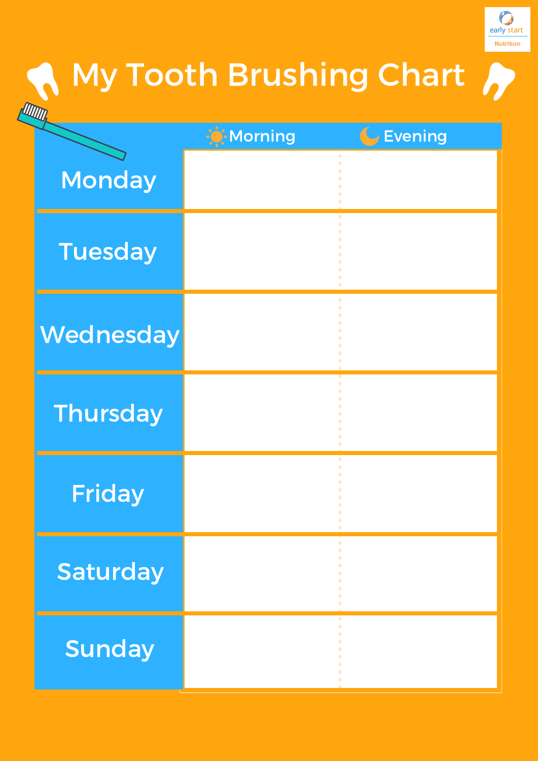early start Nutrition

# My Tooth Brushing Chart

| | Morning | Evening |
|---|---|---|
| Monday | | |
| Tuesday | | |
| Wednesday | | |
| Thursday | | |
| Friday | | |
| Saturday | | |
| Sunday | | |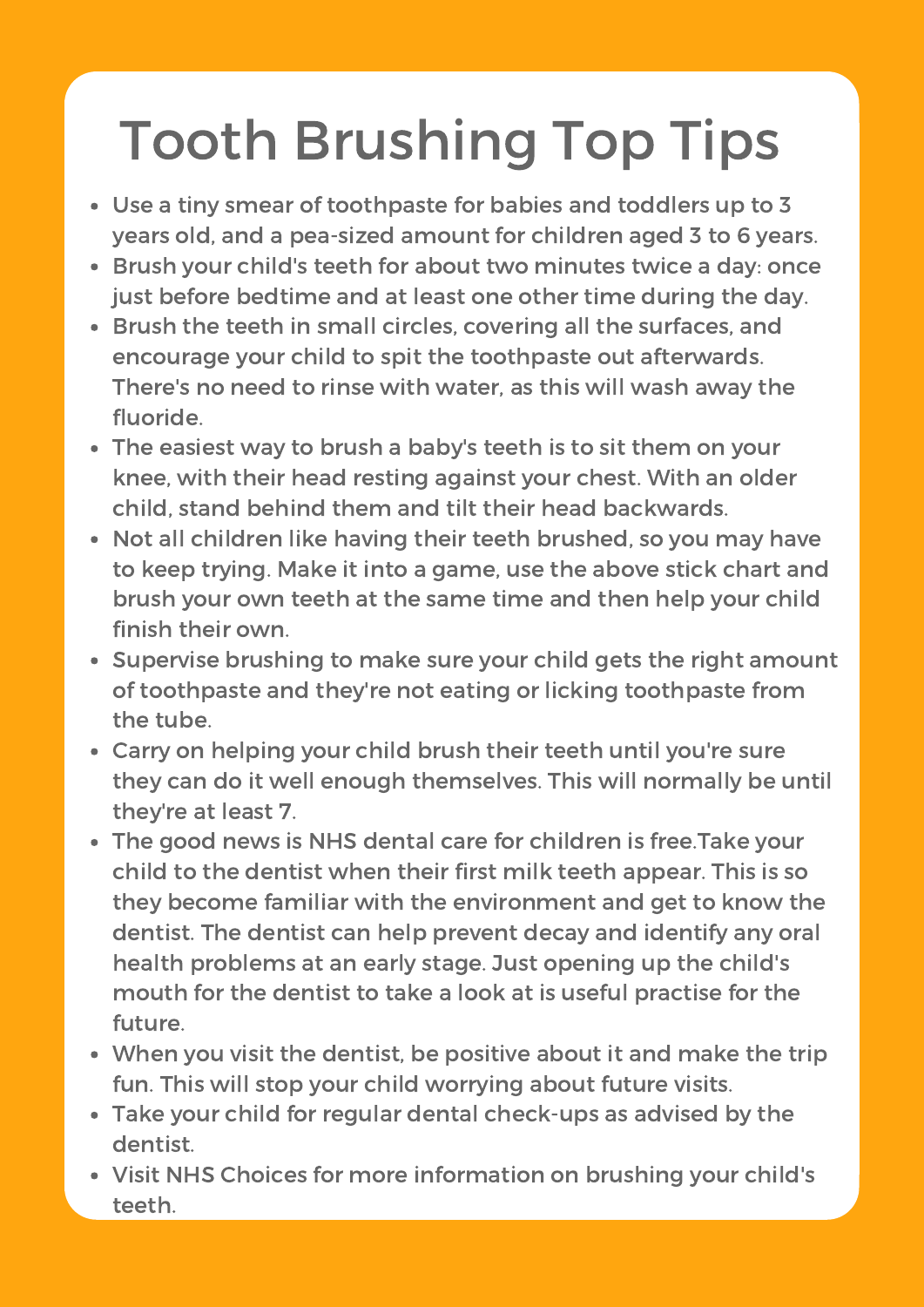# Tooth Brushing Top Tips

- Use a tiny smear of toothpaste for babies and toddlers up to 3 years old, and a pea-sized amount for children aged 3 to 6 years.
- Brush your child's teeth for about two minutes twice a day: once just before bedtime and at least one other time during the day.
- Brush the teeth in small circles, covering all the surfaces, and encourage your child to spit the toothpaste out afterwards. There's no need to rinse with water, as this will wash away the fluoride.
- The easiest way to brush a baby's teeth is to sit them on your knee, with their head resting against your chest. With an older child, stand behind them and tilt their head backwards.
- Not all children like having their teeth brushed, so you may have to keep trying. Make it into a game, use the above stick chart and brush your own teeth at the same time and then help your child finish their own.
- Supervise brushing to make sure your child gets the right amount of toothpaste and they're not eating or licking toothpaste from the tube.
- Carry on helping your child brush their teeth until you're sure they can do it well enough themselves. This will normally be until they're at least 7.
- The good news is NHS dental care for children is free.Take your child to the dentist when their first milk teeth appear. This is so they become familiar with the environment and get to know the dentist. The dentist can help prevent decay and identify any oral health problems at an early stage. Just opening up the child's mouth for the dentist to take a look at is useful practise for the future.
- When you visit the dentist, be positive about it and make the trip fun. This will stop your child worrying about future visits.
- Take your child for regular dental check-ups as advised by the dentist.
- Visit NHS Choices for more information on brushing your child's teeth.